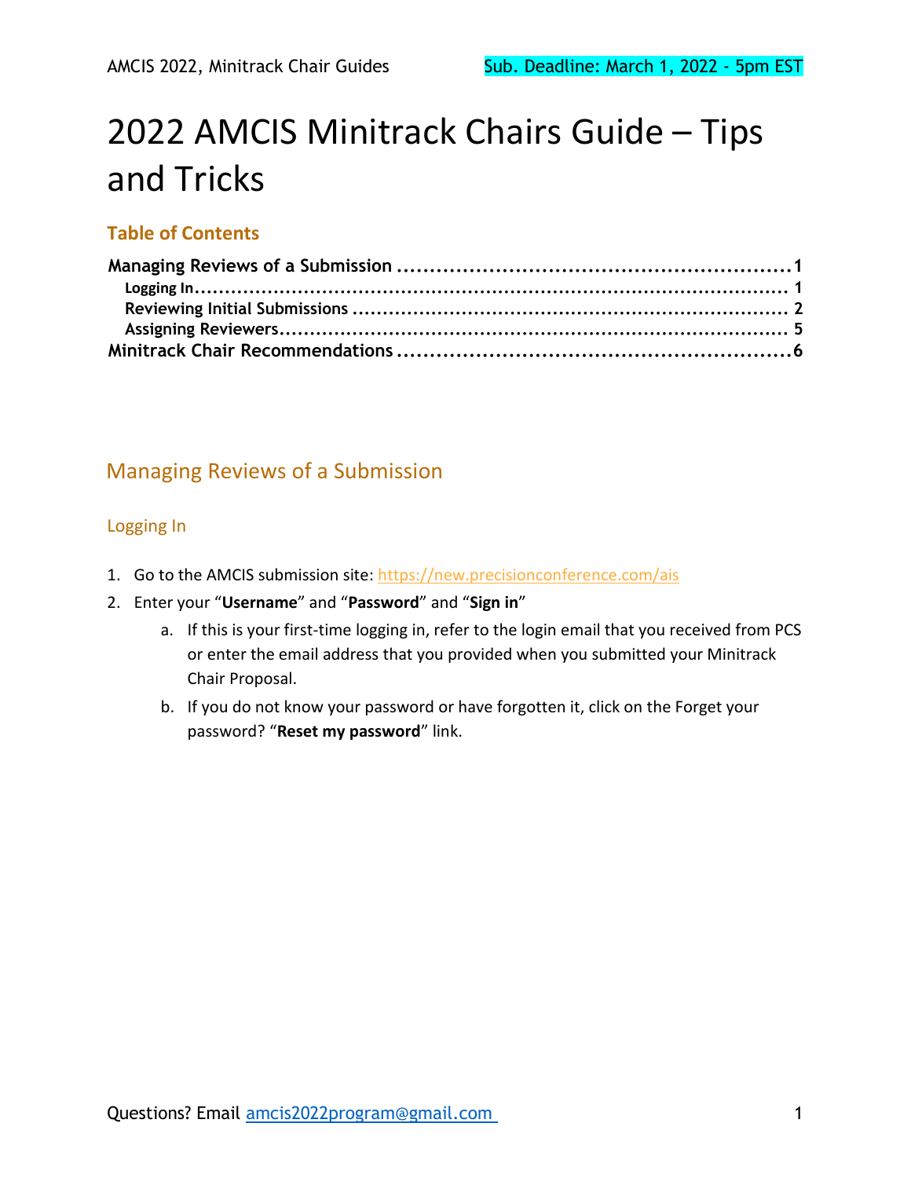# 2022 AMCIS Minitrack Chairs Guide – Tips and Tricks

## Table of Contents

- Managing Reviews of a Submission .......... 1
  - Logging In .......... 1
  - Reviewing Initial Submissions .......... 2
  - Assigning Reviewers .......... 5
- Minitrack Chair Recommendations .......... 6

## Managing Reviews of a Submission

### Logging In

1. Go to the AMCIS submission site: https://new.precisionconference.com/ais
2. Enter your "**Username**" and "**Password**" and "**Sign in**"
   a. If this is your first-time logging in, refer to the login email that you received from PCS or enter the email address that you provided when you submitted your Minitrack Chair Proposal.
   b. If you do not know your password or have forgotten it, click on the Forget your password? "**Reset my password**" link.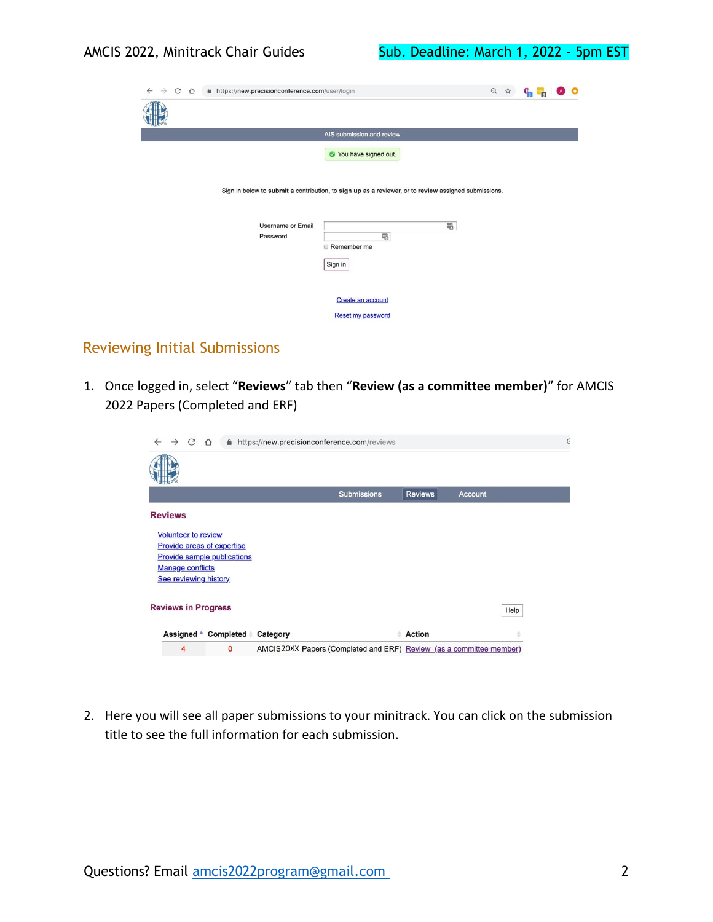## Reviewing Initial Submissions

1. Once logged in, select "**Reviews**" tab then "**Review (as a committee member)**" for AMCIS 2022 Papers (Completed and ERF)

2. Here you will see all paper submissions to your minitrack. You can click on the submission title to see the full information for each submission.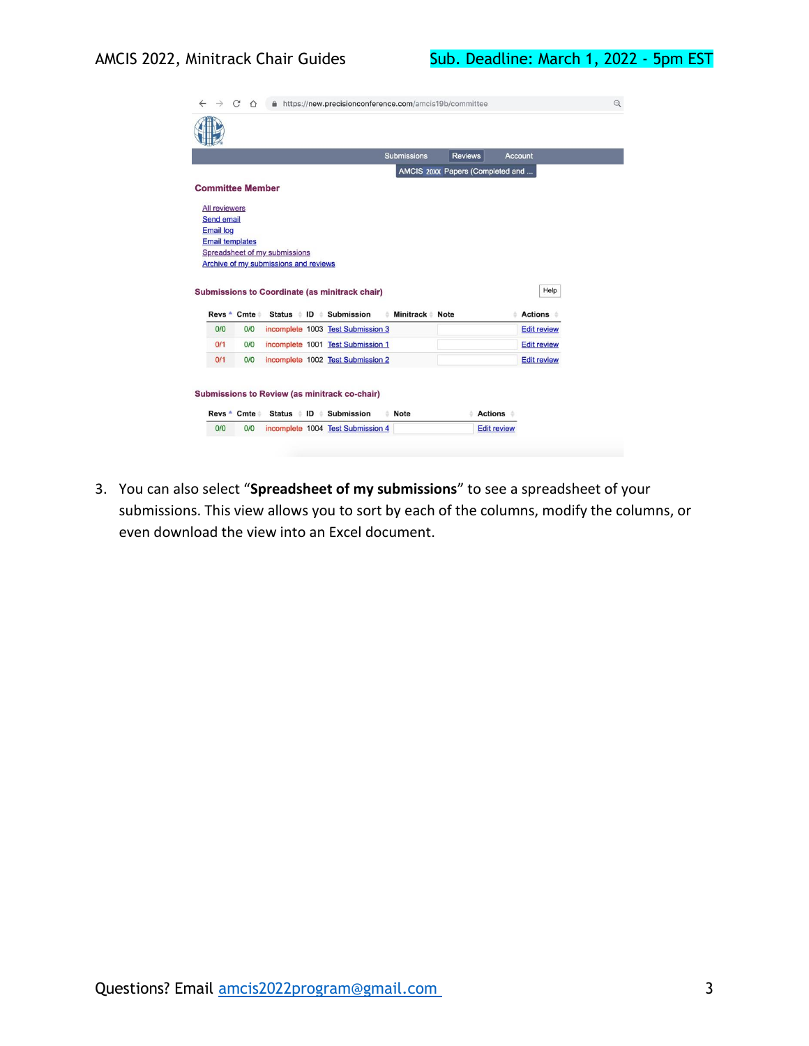Submissions | Reviews | Account

AMCIS 20XX Papers (Completed and ...

**Committee Member**

- All reviewers
- Send email
- Email log
- Email templates
- Spreadsheet of my submissions
- Archive of my submissions and reviews

**Submissions to Coordinate (as minitrack chair)**

Help

| Revs | Cmte | Status | ID | Submission | Minitrack | Note | Actions |
|---|---|---|---|---|---|---|---|
| 0/0 | 0/0 | incomplete | 1003 | Test Submission 3 | | | Edit review |
| 0/1 | 0/0 | incomplete | 1001 | Test Submission 1 | | | Edit review |
| 0/1 | 0/0 | incomplete | 1002 | Test Submission 2 | | | Edit review |

**Submissions to Review (as minitrack co-chair)**

| Revs | Cmte | Status | ID | Submission | Note | Actions |
|---|---|---|---|---|---|---|
| 0/0 | 0/0 | incomplete | 1004 | Test Submission 4 | | Edit review |

3. You can also select "**Spreadsheet of my submissions**" to see a spreadsheet of your submissions. This view allows you to sort by each of the columns, modify the columns, or even download the view into an Excel document.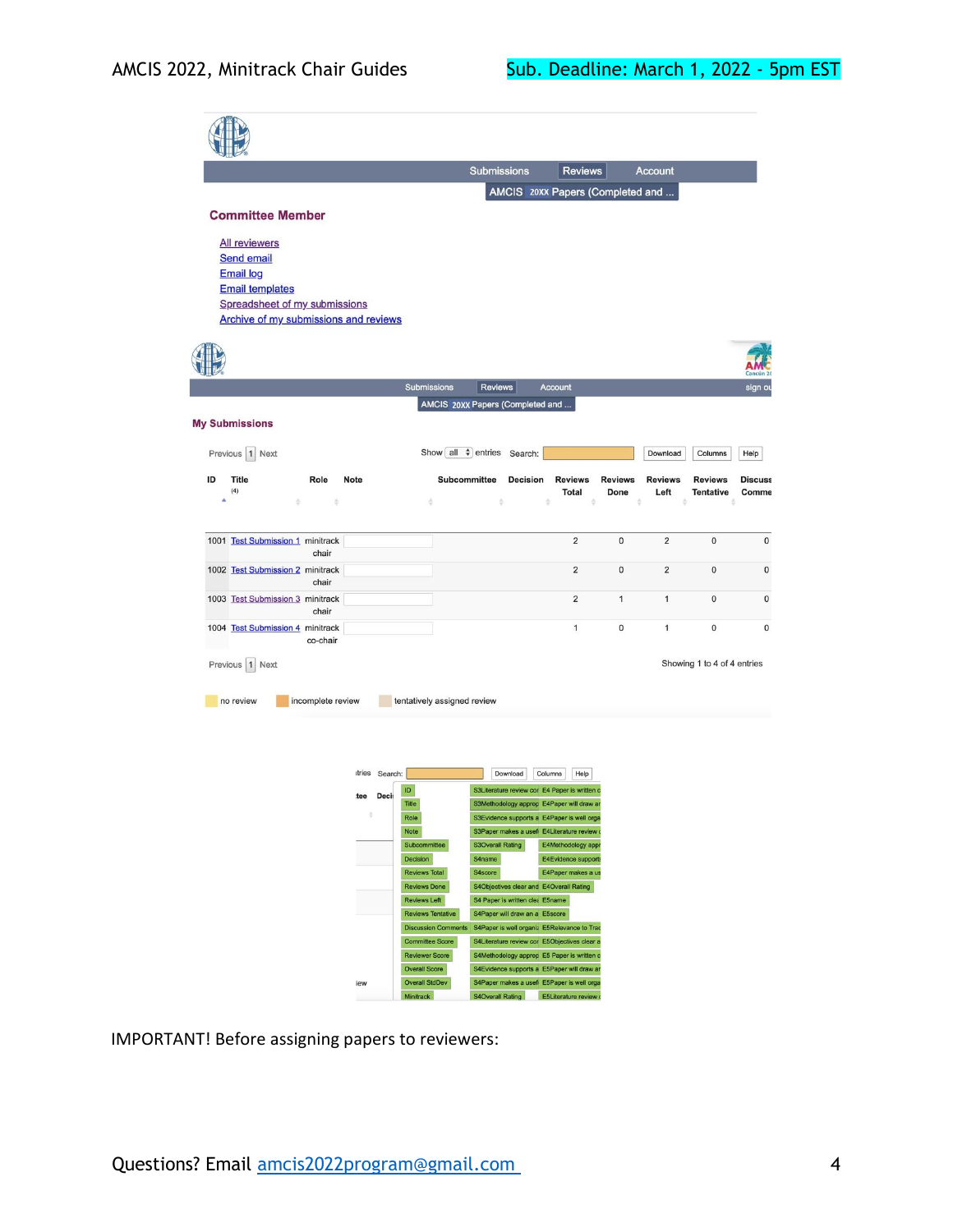Submissions | Reviews | Account

AMCIS 20XX Papers (Completed and ...

**Committee Member**

- All reviewers
- Send email
- Email log
- Email templates
- Spreadsheet of my submissions
- Archive of my submissions and reviews

Submissions | Reviews | Account | sign out

AMCIS 20XX Papers (Completed and ...

**My Submissions**

Previous 1 Next    Show all entries    Search:    Download | Columns | Help

| ID | Title | Role | Note | Subcommittee | Decision | Reviews Total | Reviews Done | Reviews Left | Reviews Tentative | Discuss Comme |
|---|---|---|---|---|---|---|---|---|---|---|
| 1001 | Test Submission 1 | minitrack chair | | | | 2 | 0 | 2 | 0 | 0 |
| 1002 | Test Submission 2 | minitrack chair | | | | 2 | 0 | 2 | 0 | 0 |
| 1003 | Test Submission 3 | minitrack chair | | | | 2 | 1 | 1 | 0 | 0 |
| 1004 | Test Submission 4 | minitrack co-chair | | | | 1 | 0 | 1 | 0 | 0 |

Previous 1 Next    Showing 1 to 4 of 4 entries

no review | incomplete review | tentatively assigned review

Search:    Download | Columns | Help

ID, Title, Role, Note, Subcommittee, Decision, Reviews Total, Reviews Done, Reviews Left, Reviews Tentative, Discussion Comments, Committee Score, Reviewer Score, Overall Score, Overall StdDev, Minitrack

S3Literature review cor, S3Methodology approp, S3Evidence supports a, S3Paper makes a usefi, S3Overall Rating, S4name, S4score, S4Objectives clear and, S4 Paper is written clea, S4Paper will draw an a, S4Paper is well organi, S4Literature review cor, S4Methodology approp, S4Evidence supports a, S4Paper makes a usefi, S4Overall Rating

E4 Paper is written c, E4Paper will draw ar, E4Paper is well orga, E4Literature review c, E4Methodology appr, E4Evidence support, E4Paper makes a us, E4Overall Rating, E5name, E5score, E5Relevance to Trac, E5Objectives clear a, E5 Paper is written c, E5Paper will draw ar, E5Paper is well orga, E5Literature review c

IMPORTANT! Before assigning papers to reviewers: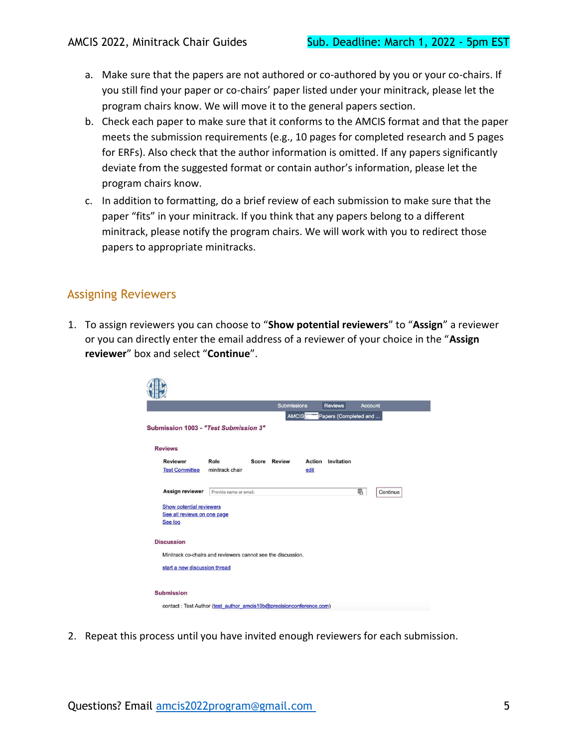a. Make sure that the papers are not authored or co-authored by you or your co-chairs. If you still find your paper or co-chairs' paper listed under your minitrack, please let the program chairs know. We will move it to the general papers section.
b. Check each paper to make sure that it conforms to the AMCIS format and that the paper meets the submission requirements (e.g., 10 pages for completed research and 5 pages for ERFs). Also check that the author information is omitted. If any papers significantly deviate from the suggested format or contain author's information, please let the program chairs know.
c. In addition to formatting, do a brief review of each submission to make sure that the paper "fits" in your minitrack. If you think that any papers belong to a different minitrack, please notify the program chairs. We will work with you to redirect those papers to appropriate minitracks.

## Assigning Reviewers

1. To assign reviewers you can choose to "**Show potential reviewers**" to "**Assign**" a reviewer or you can directly enter the email address of a reviewer of your choice in the "**Assign reviewer**" box and select "**Continue**".

2. Repeat this process until you have invited enough reviewers for each submission.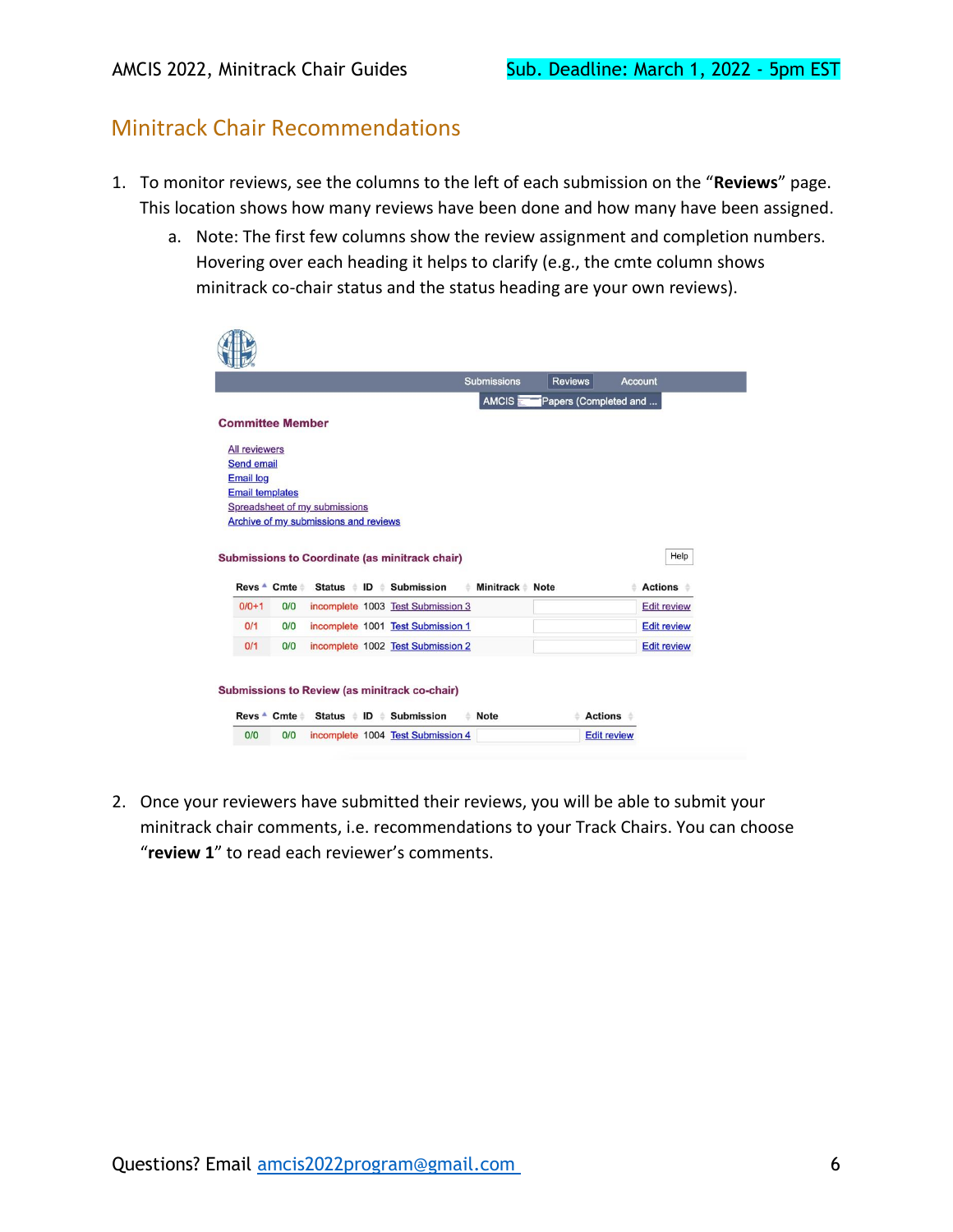## Minitrack Chair Recommendations

1. To monitor reviews, see the columns to the left of each submission on the "**Reviews**" page. This location shows how many reviews have been done and how many have been assigned.
   a. Note: The first few columns show the review assignment and completion numbers. Hovering over each heading it helps to clarify (e.g., the cmte column shows minitrack co-chair status and the status heading are your own reviews).

Submissions | Reviews | Account

AMCIS Papers (Completed and ...

**Committee Member**

- All reviewers
- Send email
- Email log
- Email templates
- Spreadsheet of my submissions
- Archive of my submissions and reviews

**Submissions to Coordinate (as minitrack chair)**

Help

| Revs | Cmte | Status | ID | Submission | Minitrack | Note | Actions |
|---|---|---|---|---|---|---|---|
| 0/0+1 | 0/0 | incomplete | 1003 | Test Submission 3 | | | Edit review |
| 0/1 | 0/0 | incomplete | 1001 | Test Submission 1 | | | Edit review |
| 0/1 | 0/0 | incomplete | 1002 | Test Submission 2 | | | Edit review |

**Submissions to Review (as minitrack co-chair)**

| Revs | Cmte | Status | ID | Submission | Note | Actions |
|---|---|---|---|---|---|---|
| 0/0 | 0/0 | incomplete | 1004 | Test Submission 4 | | Edit review |

2. Once your reviewers have submitted their reviews, you will be able to submit your minitrack chair comments, i.e. recommendations to your Track Chairs. You can choose "**review 1**" to read each reviewer's comments.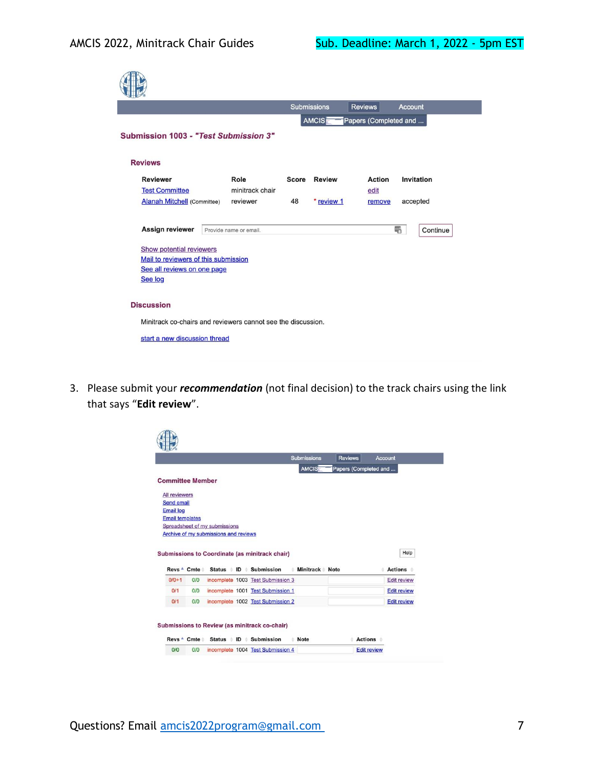Submissions | Reviews | Account

AMCIS Papers (Completed and ...

**Submission 1003 - "Test Submission 3"**

**Reviews**

| Reviewer | Role | Score | Review | Action | Invitation |
|---|---|---|---|---|---|
| Test Committee | minitrack chair | | | edit | |
| Alanah Mitchell (Committee) | reviewer | 48 | * review 1 | remove | accepted |

**Assign reviewer** Provide name or email. Continue

Show potential reviewers
Mail to reviewers of this submission
See all reviews on one page
See log

**Discussion**

Minitrack co-chairs and reviewers cannot see the discussion.

start a new discussion thread

3. Please submit your ***recommendation*** (not final decision) to the track chairs using the link that says "**Edit review**".

Submissions | Reviews | Account

AMCIS Papers (Completed and ...

**Committee Member**

All reviewers
Send email
Email log
Email templates
Spreadsheet of my submissions
Archive of my submissions and reviews

**Submissions to Coordinate (as minitrack chair)** Help

| Revs | Cmte | Status | ID | Submission | Minitrack | Note | Actions |
|---|---|---|---|---|---|---|---|
| 0/0+1 | 0/0 | incomplete | 1003 | Test Submission 3 | | | Edit review |
| 0/1 | 0/0 | incomplete | 1001 | Test Submission 1 | | | Edit review |
| 0/1 | 0/0 | incomplete | 1002 | Test Submission 2 | | | Edit review |

**Submissions to Review (as minitrack co-chair)**

| Revs | Cmte | Status | ID | Submission | Note | Actions |
|---|---|---|---|---|---|---|
| 0/0 | 0/0 | incomplete | 1004 | Test Submission 4 | | Edit review |

Questions? Email amcis2022program@gmail.com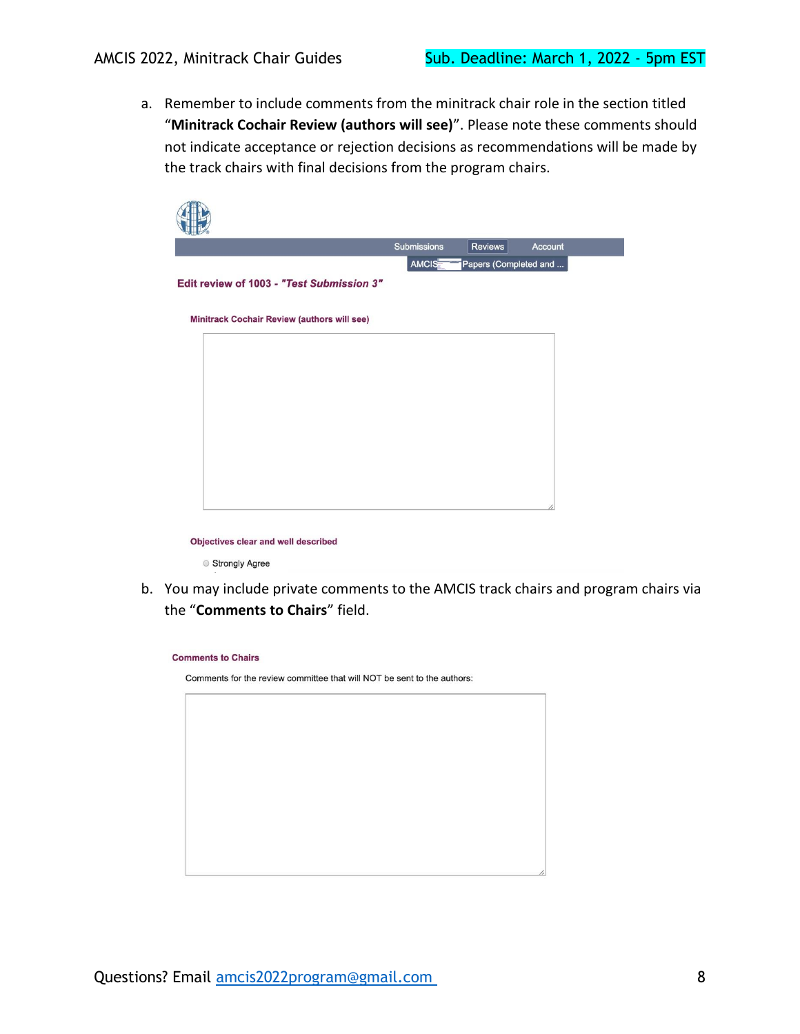a. Remember to include comments from the minitrack chair role in the section titled "**Minitrack Cochair Review (authors will see)**". Please note these comments should not indicate acceptance or rejection decisions as recommendations will be made by the track chairs with final decisions from the program chairs.

Submissions | Reviews | Account

AMCIS Papers (Completed and ...

Edit review of 1003 - *"Test Submission 3"*

Minitrack Cochair Review (authors will see)

Objectives clear and well described

Strongly Agree

b. You may include private comments to the AMCIS track chairs and program chairs via the "**Comments to Chairs**" field.

Comments to Chairs

Comments for the review committee that will NOT be sent to the authors:

Questions? Email amcis2022program@gmail.com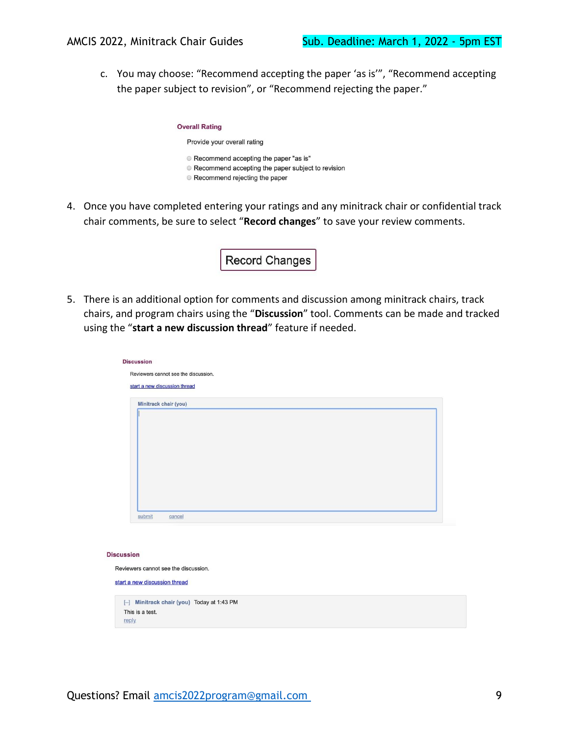c. You may choose: "Recommend accepting the paper 'as is'", "Recommend accepting the paper subject to revision", or "Recommend rejecting the paper."

Overall Rating

Provide your overall rating

- Recommend accepting the paper "as is"
- Recommend accepting the paper subject to revision
- Recommend rejecting the paper

4. Once you have completed entering your ratings and any minitrack chair or confidential track chair comments, be sure to select "**Record changes**" to save your review comments.

Record Changes

5. There is an additional option for comments and discussion among minitrack chairs, track chairs, and program chairs using the "**Discussion**" tool. Comments can be made and tracked using the "**start a new discussion thread**" feature if needed.

Discussion

Reviewers cannot see the discussion.

start a new discussion thread

Minitrack chair (you)

submit cancel

Discussion

Reviewers cannot see the discussion.

start a new discussion thread

[–] Minitrack chair (you) Today at 1:43 PM

This is a test.

reply

Questions? Email amcis2022program@gmail.com